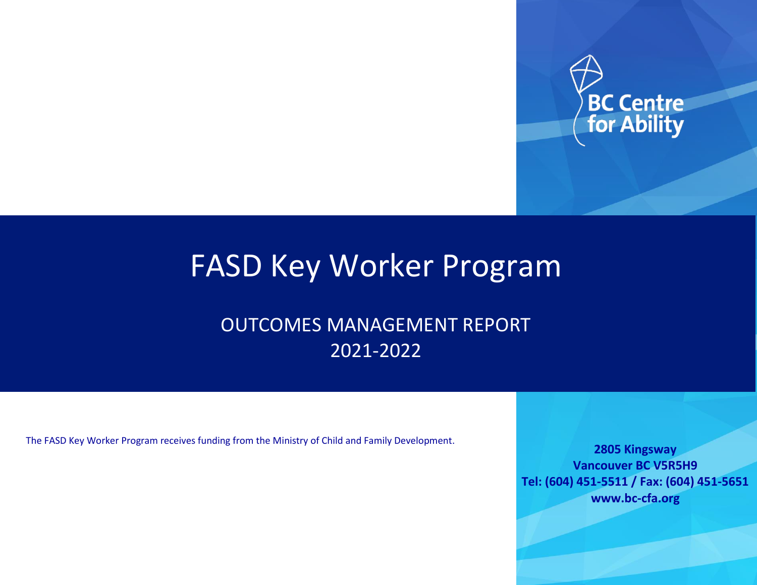BC Centre for Ability

# FASD Key Worker Program

## OUTCOMES MANAGEMENT REPORT 2021-2022

The FASD Key Worker Program receives funding from the Ministry of Child and Family Development.

**2805 Kingsway**
**Vancouver BC V5R5H9**
**Tel: (604) 451-5511 / Fax: (604) 451-5651**
**www.bc-cfa.org**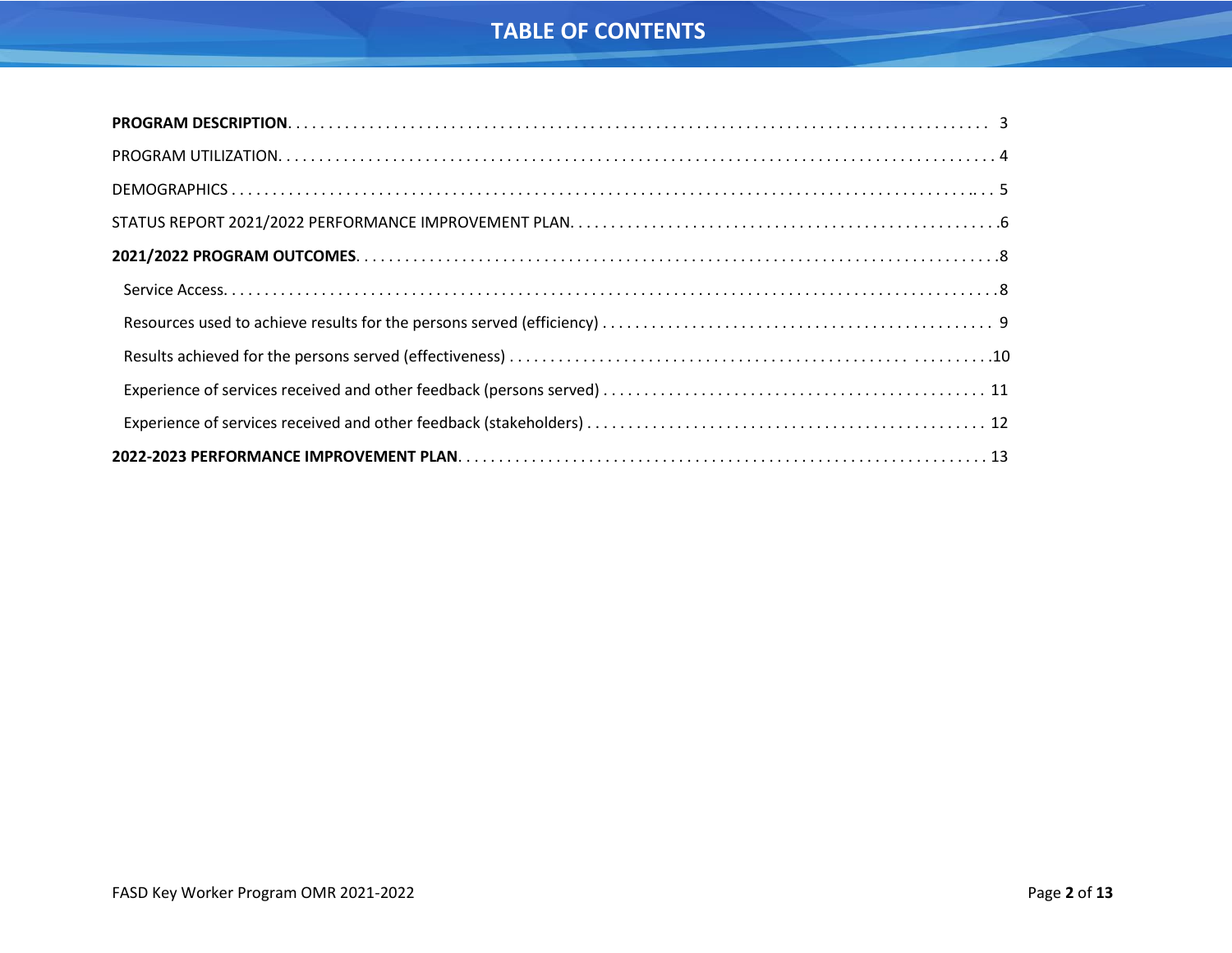# TABLE OF CONTENTS

**PROGRAM DESCRIPTION** . . . . . . . . . . 3

PROGRAM UTILIZATION . . . . . . . . . . 4

DEMOGRAPHICS . . . . . . . . . . 5

STATUS REPORT 2021/2022 PERFORMANCE IMPROVEMENT PLAN . . . . . . . . . . 6

**2021/2022 PROGRAM OUTCOMES** . . . . . . . . . . 8

- Service Access . . . . . . . . . . 8
- Resources used to achieve results for the persons served (efficiency) . . . . . . . . . . 9
- Results achieved for the persons served (effectiveness) . . . . . . . . . . 10
- Experience of services received and other feedback (persons served) . . . . . . . . . . 11
- Experience of services received and other feedback (stakeholders) . . . . . . . . . . 12

**2022-2023 PERFORMANCE IMPROVEMENT PLAN** . . . . . . . . . . 13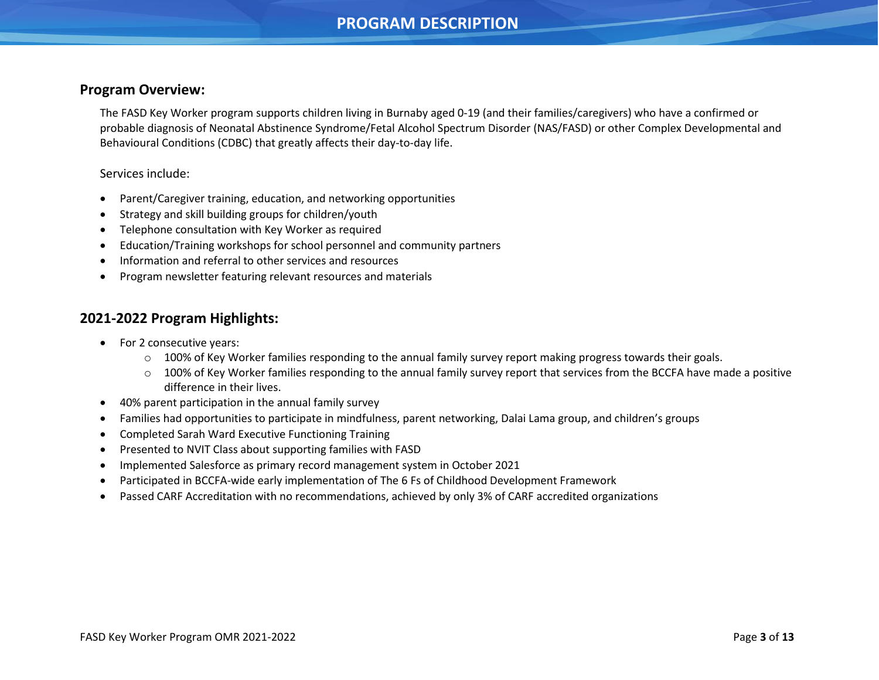# PROGRAM DESCRIPTION

## Program Overview:

The FASD Key Worker program supports children living in Burnaby aged 0-19 (and their families/caregivers) who have a confirmed or probable diagnosis of Neonatal Abstinence Syndrome/Fetal Alcohol Spectrum Disorder (NAS/FASD) or other Complex Developmental and Behavioural Conditions (CDBC) that greatly affects their day-to-day life.

Services include:

- Parent/Caregiver training, education, and networking opportunities
- Strategy and skill building groups for children/youth
- Telephone consultation with Key Worker as required
- Education/Training workshops for school personnel and community partners
- Information and referral to other services and resources
- Program newsletter featuring relevant resources and materials

## 2021-2022 Program Highlights:

- For 2 consecutive years:
  - 100% of Key Worker families responding to the annual family survey report making progress towards their goals.
  - 100% of Key Worker families responding to the annual family survey report that services from the BCCFA have made a positive difference in their lives.
- 40% parent participation in the annual family survey
- Families had opportunities to participate in mindfulness, parent networking, Dalai Lama group, and children's groups
- Completed Sarah Ward Executive Functioning Training
- Presented to NVIT Class about supporting families with FASD
- Implemented Salesforce as primary record management system in October 2021
- Participated in BCCFA-wide early implementation of The 6 Fs of Childhood Development Framework
- Passed CARF Accreditation with no recommendations, achieved by only 3% of CARF accredited organizations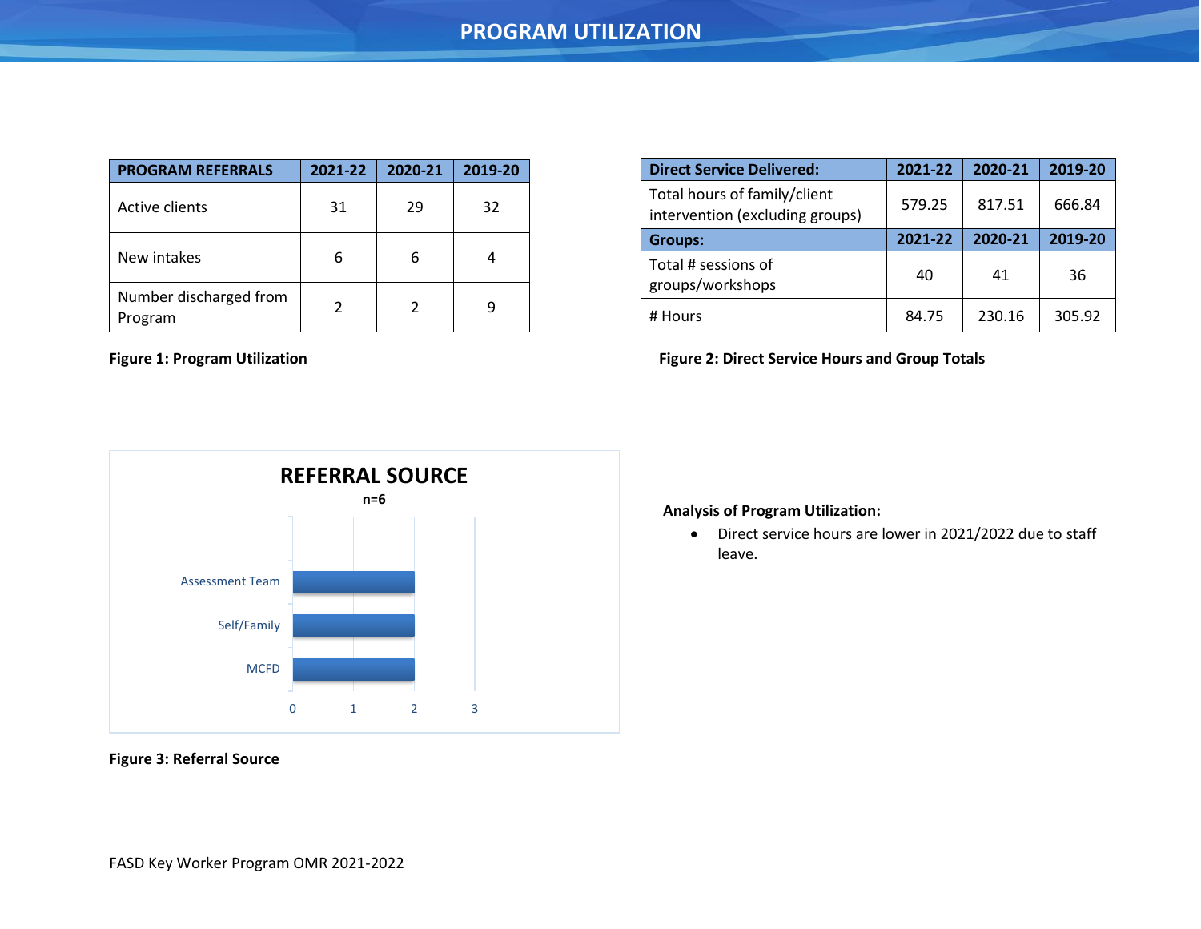# PROGRAM UTILIZATION

| PROGRAM REFERRALS | 2021-22 | 2020-21 | 2019-20 |
|---|---|---|---|
| Active clients | 31 | 29 | 32 |
| New intakes | 6 | 6 | 4 |
| Number discharged from Program | 2 | 2 | 9 |

**Figure 1: Program Utilization**

| Direct Service Delivered: | 2021-22 | 2020-21 | 2019-20 |
|---|---|---|---|
| Total hours of family/client intervention (excluding groups) | 579.25 | 817.51 | 666.84 |
| **Groups:** | **2021-22** | **2020-21** | **2019-20** |
| Total # sessions of groups/workshops | 40 | 41 | 36 |
| # Hours | 84.75 | 230.16 | 305.92 |

**Figure 2: Direct Service Hours and Group Totals**

**REFERRAL SOURCE**
**n=6**

| Referral Source | Count |
|---|---|
| Assessment Team | 2 |
| Self/Family | 2 |
| MCFD | 2 |

**Figure 3: Referral Source**

**Analysis of Program Utilization:**

- Direct service hours are lower in 2021/2022 due to staff leave.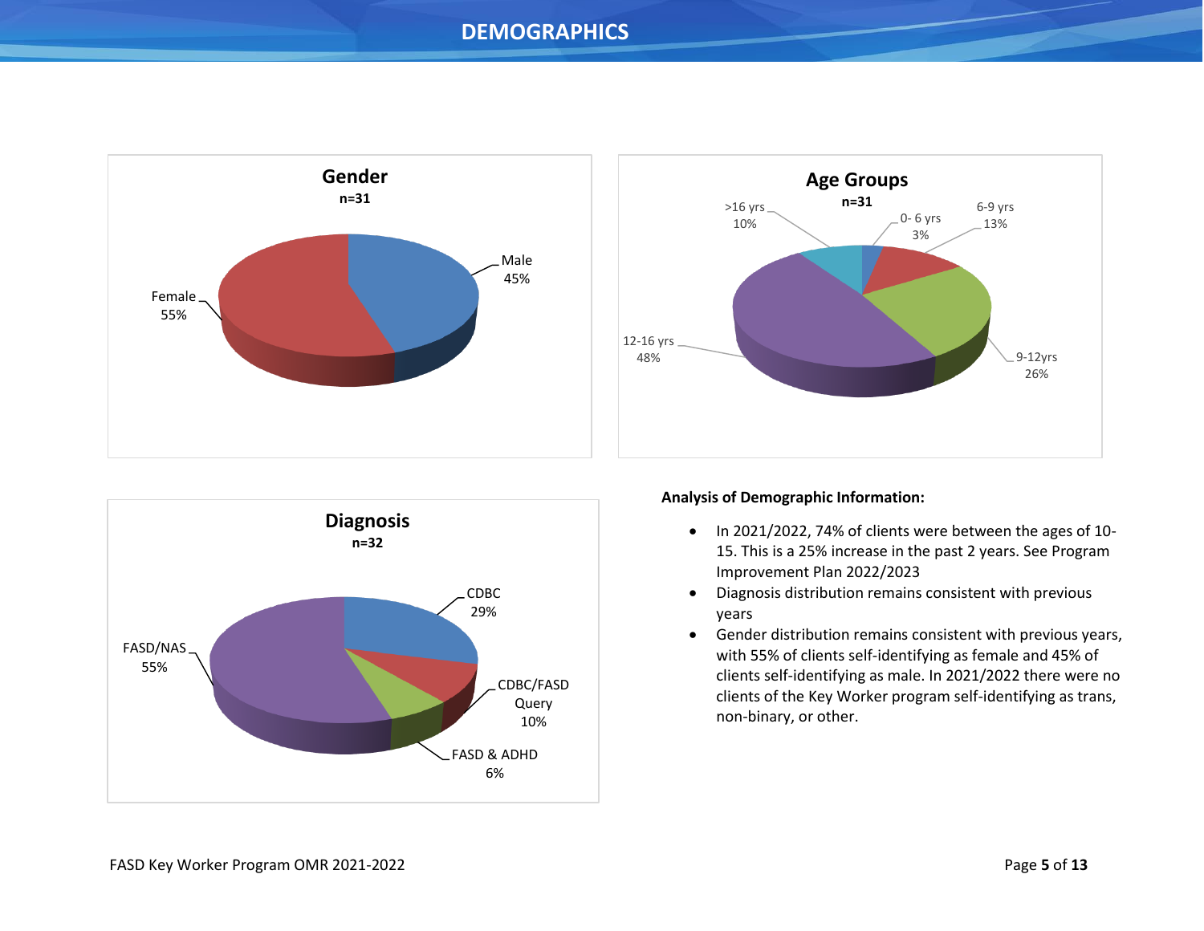# DEMOGRAPHICS

**Gender**
**n=31**

Male 45%
Female 55%

**Age Groups**
**n=31**

>16 yrs 10%
0- 6 yrs 3%
6-9 yrs 13%
9-12yrs 26%
12-16 yrs 48%

**Diagnosis**
**n=32**

CDBC 29%
CDBC/FASD Query 10%
FASD & ADHD 6%
FASD/NAS 55%

**Analysis of Demographic Information:**

- In 2021/2022, 74% of clients were between the ages of 10-15. This is a 25% increase in the past 2 years. See Program Improvement Plan 2022/2023
- Diagnosis distribution remains consistent with previous years
- Gender distribution remains consistent with previous years, with 55% of clients self-identifying as female and 45% of clients self-identifying as male. In 2021/2022 there were no clients of the Key Worker program self-identifying as trans, non-binary, or other.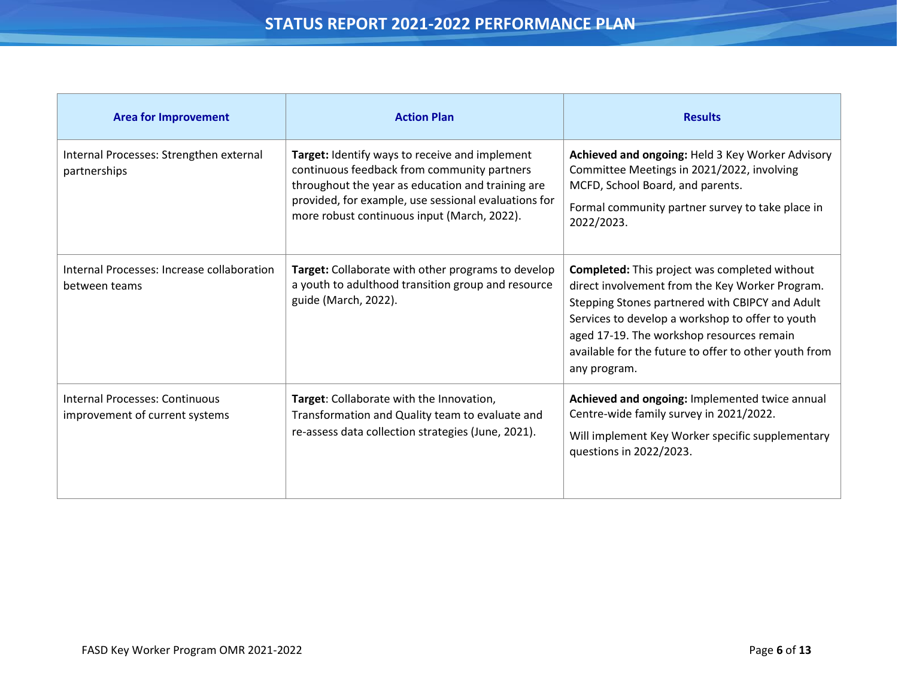| Area for Improvement | Action Plan | Results |
| --- | --- | --- |
| Internal Processes: Strengthen external partnerships | **Target:** Identify ways to receive and implement continuous feedback from community partners throughout the year as education and training are provided, for example, use sessional evaluations for more robust continuous input (March, 2022). | **Achieved and ongoing:** Held 3 Key Worker Advisory Committee Meetings in 2021/2022, involving MCFD, School Board, and parents.<br><br>Formal community partner survey to take place in 2022/2023. |
| Internal Processes: Increase collaboration between teams | **Target:** Collaborate with other programs to develop a youth to adulthood transition group and resource guide (March, 2022). | **Completed:** This project was completed without direct involvement from the Key Worker Program. Stepping Stones partnered with CBIPCY and Adult Services to develop a workshop to offer to youth aged 17-19. The workshop resources remain available for the future to offer to other youth from any program. |
| Internal Processes: Continuous improvement of current systems | **Target**: Collaborate with the Innovation, Transformation and Quality team to evaluate and re-assess data collection strategies (June, 2021). | **Achieved and ongoing:** Implemented twice annual Centre-wide family survey in 2021/2022.<br><br>Will implement Key Worker specific supplementary questions in 2022/2023. |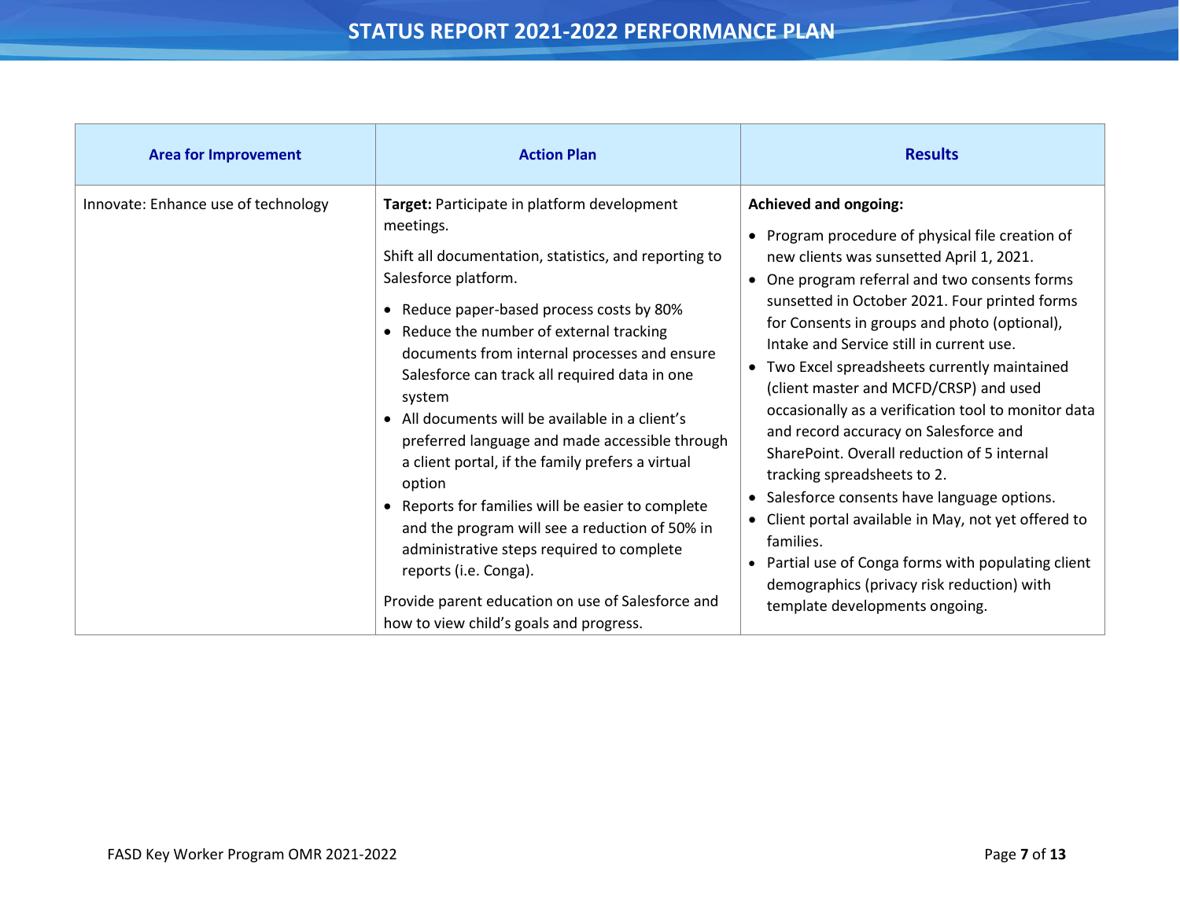# STATUS REPORT 2021-2022 PERFORMANCE PLAN

| Area for Improvement | Action Plan | Results |
|---|---|---|
| Innovate: Enhance use of technology | **Target:** Participate in platform development meetings.<br><br>Shift all documentation, statistics, and reporting to Salesforce platform.<br><br>• Reduce paper-based process costs by 80%<br>• Reduce the number of external tracking documents from internal processes and ensure Salesforce can track all required data in one system<br>• All documents will be available in a client's preferred language and made accessible through a client portal, if the family prefers a virtual option<br>• Reports for families will be easier to complete and the program will see a reduction of 50% in administrative steps required to complete reports (i.e. Conga).<br><br>Provide parent education on use of Salesforce and how to view child's goals and progress. | **Achieved and ongoing:**<br><br>• Program procedure of physical file creation of new clients was sunsetted April 1, 2021.<br>• One program referral and two consents forms sunsetted in October 2021. Four printed forms for Consents in groups and photo (optional), Intake and Service still in current use.<br>• Two Excel spreadsheets currently maintained (client master and MCFD/CRSP) and used occasionally as a verification tool to monitor data and record accuracy on Salesforce and SharePoint. Overall reduction of 5 internal tracking spreadsheets to 2.<br>• Salesforce consents have language options.<br>• Client portal available in May, not yet offered to families.<br>• Partial use of Conga forms with populating client demographics (privacy risk reduction) with template developments ongoing. |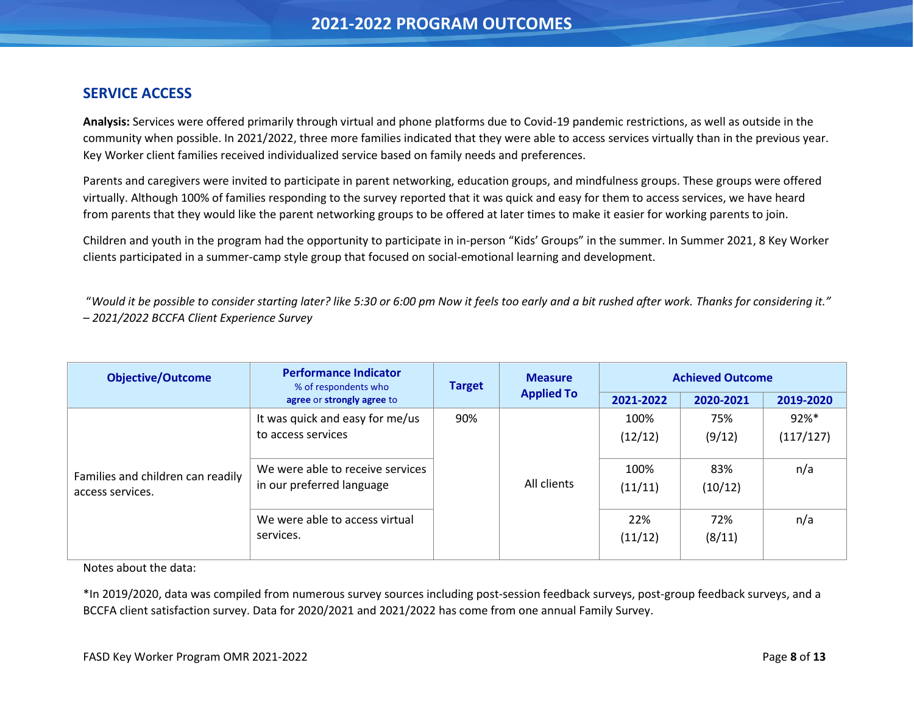## SERVICE ACCESS

**Analysis:** Services were offered primarily through virtual and phone platforms due to Covid-19 pandemic restrictions, as well as outside in the community when possible. In 2021/2022, three more families indicated that they were able to access services virtually than in the previous year. Key Worker client families received individualized service based on family needs and preferences.

Parents and caregivers were invited to participate in parent networking, education groups, and mindfulness groups. These groups were offered virtually. Although 100% of families responding to the survey reported that it was quick and easy for them to access services, we have heard from parents that they would like the parent networking groups to be offered at later times to make it easier for working parents to join.

Children and youth in the program had the opportunity to participate in in-person "Kids' Groups" in the summer. In Summer 2021, 8 Key Worker clients participated in a summer-camp style group that focused on social-emotional learning and development.

*"Would it be possible to consider starting later? like 5:30 or 6:00 pm Now it feels too early and a bit rushed after work. Thanks for considering it." – 2021/2022 BCCFA Client Experience Survey*

| Objective/Outcome | Performance Indicator % of respondents who **agree** or **strongly agree** to | Target | Measure Applied To | Achieved Outcome | | |
|---|---|---|---|---|---|---|
| | | | | 2021-2022 | 2020-2021 | 2019-2020 |
| Families and children can readily access services. | It was quick and easy for me/us to access services | 90% | All clients | 100% (12/12) | 75% (9/12) | 92%* (117/127) |
| | We were able to receive services in our preferred language | | | 100% (11/11) | 83% (10/12) | n/a |
| | We were able to access virtual services. | | | 22% (11/12) | 72% (8/11) | n/a |

Notes about the data:

*In 2019/2020, data was compiled from numerous survey sources including post-session feedback surveys, post-group feedback surveys, and a BCCFA client satisfaction survey. Data for 2020/2021 and 2021/2022 has come from one annual Family Survey.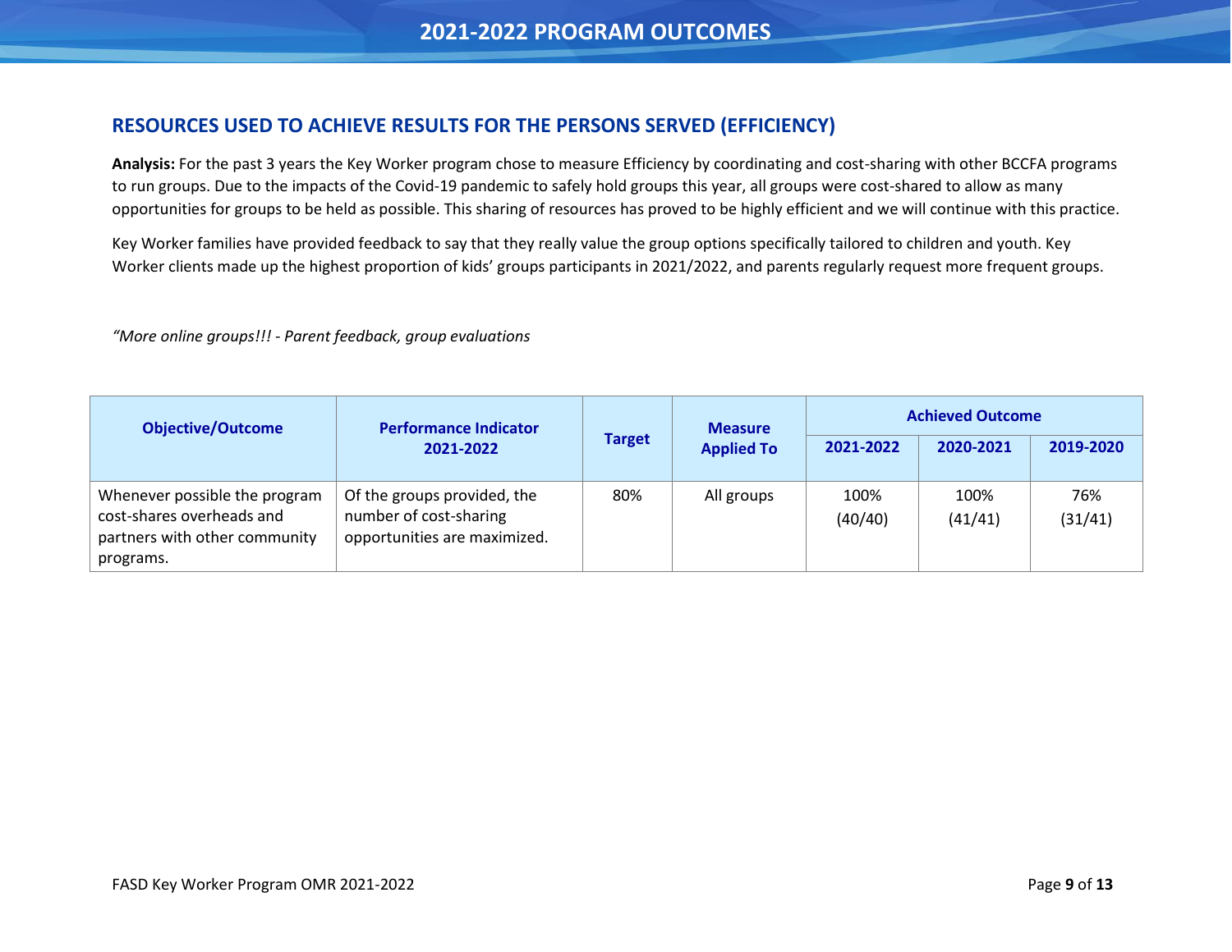# 2021-2022 PROGRAM OUTCOMES

## RESOURCES USED TO ACHIEVE RESULTS FOR THE PERSONS SERVED (EFFICIENCY)

**Analysis:** For the past 3 years the Key Worker program chose to measure Efficiency by coordinating and cost-sharing with other BCCFA programs to run groups. Due to the impacts of the Covid-19 pandemic to safely hold groups this year, all groups were cost-shared to allow as many opportunities for groups to be held as possible. This sharing of resources has proved to be highly efficient and we will continue with this practice.

Key Worker families have provided feedback to say that they really value the group options specifically tailored to children and youth. Key Worker clients made up the highest proportion of kids' groups participants in 2021/2022, and parents regularly request more frequent groups.

*"More online groups!!! - Parent feedback, group evaluations*

| Objective/Outcome | Performance Indicator 2021-2022 | Target | Measure Applied To | Achieved Outcome | | |
|---|---|---|---|---|---|---|
| | | | | 2021-2022 | 2020-2021 | 2019-2020 |
| Whenever possible the program cost-shares overheads and partners with other community programs. | Of the groups provided, the number of cost-sharing opportunities are maximized. | 80% | All groups | 100% (40/40) | 100% (41/41) | 76% (31/41) |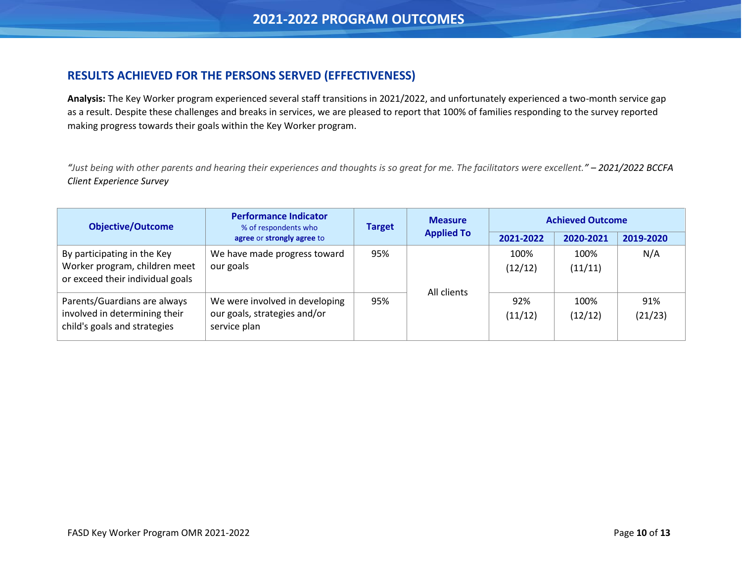# 2021-2022 PROGRAM OUTCOMES

## RESULTS ACHIEVED FOR THE PERSONS SERVED (EFFECTIVENESS)

**Analysis:** The Key Worker program experienced several staff transitions in 2021/2022, and unfortunately experienced a two-month service gap as a result. Despite these challenges and breaks in services, we are pleased to report that 100% of families responding to the survey reported making progress towards their goals within the Key Worker program.

*"Just being with other parents and hearing their experiences and thoughts is so great for me. The facilitators were excellent." – 2021/2022 BCCFA Client Experience Survey*

| Objective/Outcome | Performance Indicator % of respondents who **agree** or **strongly agree** to | Target | Measure Applied To | Achieved Outcome | | |
|---|---|---|---|---|---|---|
| | | | | 2021-2022 | 2020-2021 | 2019-2020 |
| By participating in the Key Worker program, children meet or exceed their individual goals | We have made progress toward our goals | 95% | All clients | 100% (12/12) | 100% (11/11) | N/A |
| Parents/Guardians are always involved in determining their child's goals and strategies | We were involved in developing our goals, strategies and/or service plan | 95% | | 92% (11/12) | 100% (12/12) | 91% (21/23) |

FASD Key Worker Program OMR 2021-2022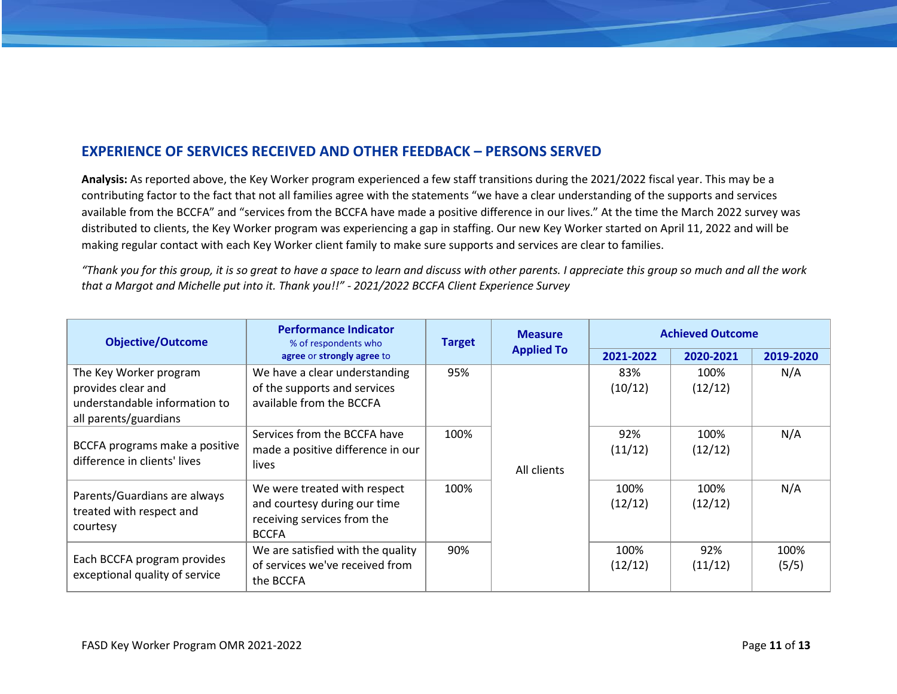## EXPERIENCE OF SERVICES RECEIVED AND OTHER FEEDBACK – PERSONS SERVED

**Analysis:** As reported above, the Key Worker program experienced a few staff transitions during the 2021/2022 fiscal year. This may be a contributing factor to the fact that not all families agree with the statements "we have a clear understanding of the supports and services available from the BCCFA" and "services from the BCCFA have made a positive difference in our lives." At the time the March 2022 survey was distributed to clients, the Key Worker program was experiencing a gap in staffing. Our new Key Worker started on April 11, 2022 and will be making regular contact with each Key Worker client family to make sure supports and services are clear to families.

*"Thank you for this group, it is so great to have a space to learn and discuss with other parents. I appreciate this group so much and all the work that a Margot and Michelle put into it. Thank you!!" - 2021/2022 BCCFA Client Experience Survey*

| Objective/Outcome | Performance Indicator % of respondents who **agree** or **strongly agree** to | Target | Measure Applied To | Achieved Outcome | | |
|---|---|---|---|---|---|---|
| | | | | 2021-2022 | 2020-2021 | 2019-2020 |
| The Key Worker program provides clear and understandable information to all parents/guardians | We have a clear understanding of the supports and services available from the BCCFA | 95% | All clients | 83% (10/12) | 100% (12/12) | N/A |
| BCCFA programs make a positive difference in clients' lives | Services from the BCCFA have made a positive difference in our lives | 100% | | 92% (11/12) | 100% (12/12) | N/A |
| Parents/Guardians are always treated with respect and courtesy | We were treated with respect and courtesy during our time receiving services from the BCCFA | 100% | | 100% (12/12) | 100% (12/12) | N/A |
| Each BCCFA program provides exceptional quality of service | We are satisfied with the quality of services we've received from the BCCFA | 90% | | 100% (12/12) | 92% (11/12) | 100% (5/5) |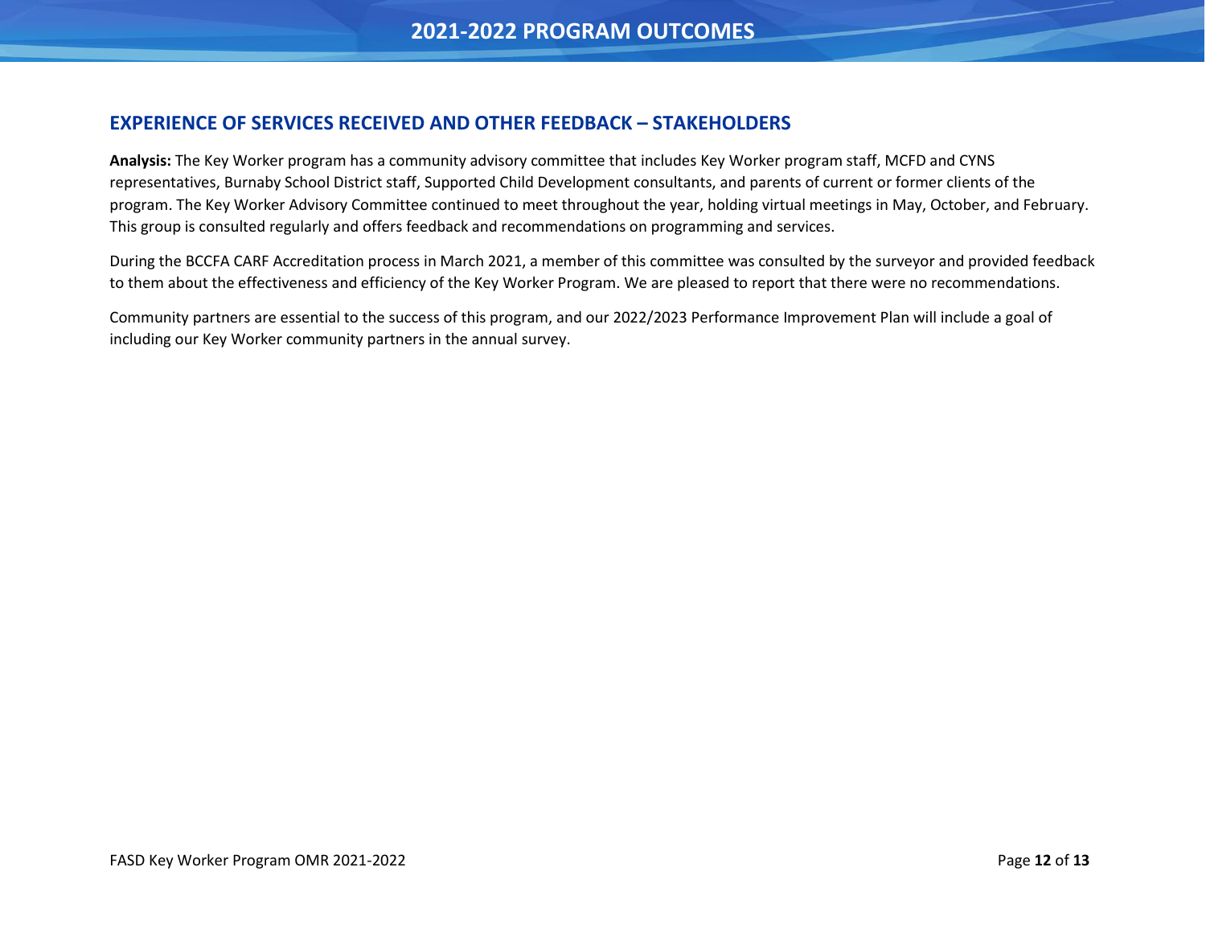## EXPERIENCE OF SERVICES RECEIVED AND OTHER FEEDBACK – STAKEHOLDERS

**Analysis:** The Key Worker program has a community advisory committee that includes Key Worker program staff, MCFD and CYNS representatives, Burnaby School District staff, Supported Child Development consultants, and parents of current or former clients of the program. The Key Worker Advisory Committee continued to meet throughout the year, holding virtual meetings in May, October, and February. This group is consulted regularly and offers feedback and recommendations on programming and services.

During the BCCFA CARF Accreditation process in March 2021, a member of this committee was consulted by the surveyor and provided feedback to them about the effectiveness and efficiency of the Key Worker Program. We are pleased to report that there were no recommendations.

Community partners are essential to the success of this program, and our 2022/2023 Performance Improvement Plan will include a goal of including our Key Worker community partners in the annual survey.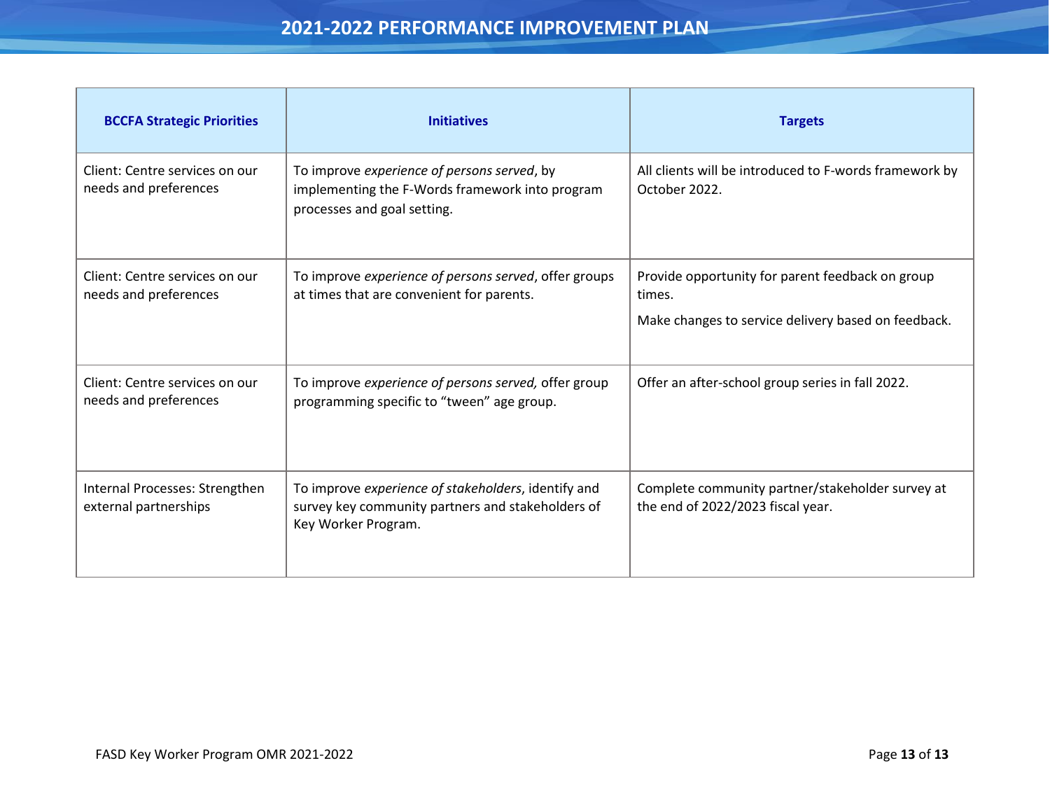# 2021-2022 PERFORMANCE IMPROVEMENT PLAN

| BCCFA Strategic Priorities | Initiatives | Targets |
|---|---|---|
| Client: Centre services on our needs and preferences | To improve *experience of persons served*, by implementing the F-Words framework into program processes and goal setting. | All clients will be introduced to F-words framework by October 2022. |
| Client: Centre services on our needs and preferences | To improve *experience of persons served*, offer groups at times that are convenient for parents. | Provide opportunity for parent feedback on group times.<br><br>Make changes to service delivery based on feedback. |
| Client: Centre services on our needs and preferences | To improve *experience of persons served,* offer group programming specific to "tween" age group. | Offer an after-school group series in fall 2022. |
| Internal Processes: Strengthen external partnerships | To improve *experience of stakeholders*, identify and survey key community partners and stakeholders of Key Worker Program. | Complete community partner/stakeholder survey at the end of 2022/2023 fiscal year. |